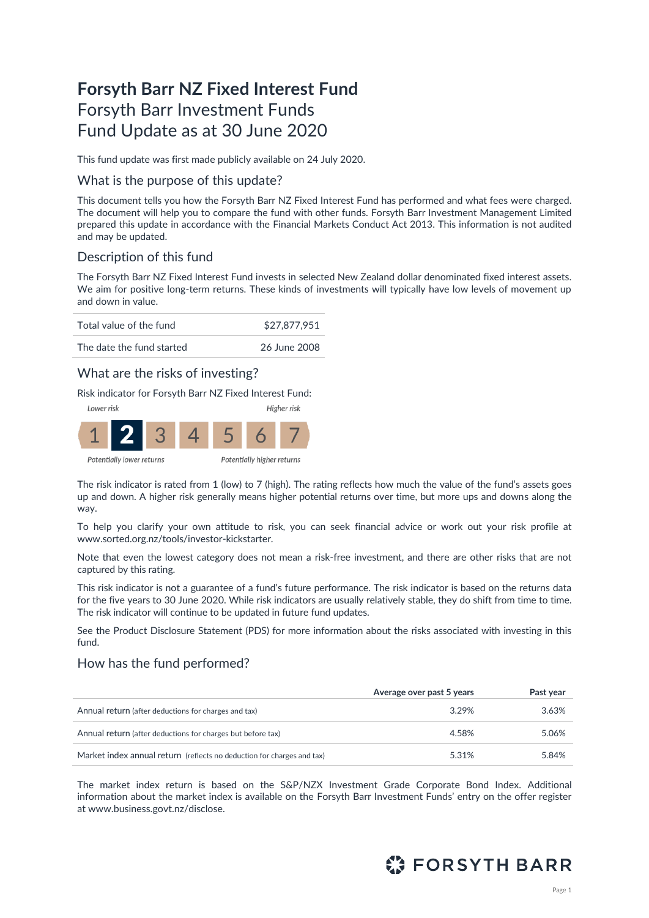# Forsyth Barr NZ Fixed Interest Fund
## Forsyth Barr Investment Funds
## Fund Update as at 30 June 2020

This fund update was first made publicly available on 24 July 2020.

### What is the purpose of this update?

This document tells you how the Forsyth Barr NZ Fixed Interest Fund has performed and what fees were charged. The document will help you to compare the fund with other funds. Forsyth Barr Investment Management Limited prepared this update in accordance with the Financial Markets Conduct Act 2013. This information is not audited and may be updated.

### Description of this fund

The Forsyth Barr NZ Fixed Interest Fund invests in selected New Zealand dollar denominated fixed interest assets. We aim for positive long-term returns. These kinds of investments will typically have low levels of movement up and down in value.

| | |
|---|---|
| Total value of the fund | $27,877,951 |
| The date the fund started | 26 June 2008 |

### What are the risks of investing?

Risk indicator for Forsyth Barr NZ Fixed Interest Fund:

*Lower risk* — *Higher risk*

1 **2** 3 4 5 6 7

*Potentially lower returns* — *Potentially higher returns*

The risk indicator is rated from 1 (low) to 7 (high). The rating reflects how much the value of the fund's assets goes up and down. A higher risk generally means higher potential returns over time, but more ups and downs along the way.

To help you clarify your own attitude to risk, you can seek financial advice or work out your risk profile at www.sorted.org.nz/tools/investor-kickstarter.

Note that even the lowest category does not mean a risk-free investment, and there are other risks that are not captured by this rating.

This risk indicator is not a guarantee of a fund's future performance. The risk indicator is based on the returns data for the five years to 30 June 2020. While risk indicators are usually relatively stable, they do shift from time to time. The risk indicator will continue to be updated in future fund updates.

See the Product Disclosure Statement (PDS) for more information about the risks associated with investing in this fund.

### How has the fund performed?

| | Average over past 5 years | Past year |
|---|---|---|
| Annual return (after deductions for charges and tax) | 3.29% | 3.63% |
| Annual return (after deductions for charges but before tax) | 4.58% | 5.06% |
| Market index annual return (reflects no deduction for charges and tax) | 5.31% | 5.84% |

The market index return is based on the S&P/NZX Investment Grade Corporate Bond Index. Additional information about the market index is available on the Forsyth Barr Investment Funds' entry on the offer register at www.business.govt.nz/disclose.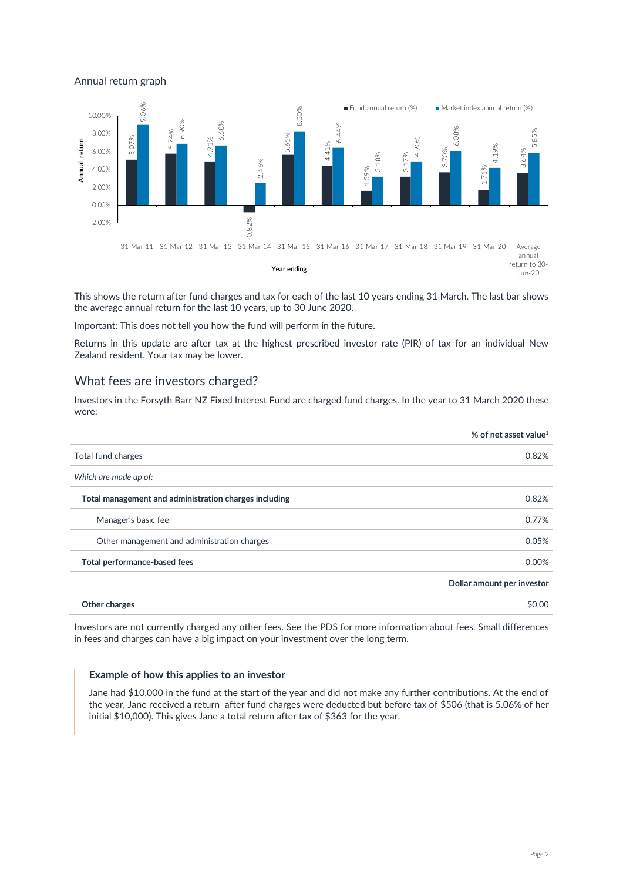Annual return graph

Fund annual return (%)
Market index annual return (%)

Annual return

10.00%
8.00%
6.00%
4.00%
2.00%
0.00%
-2.00%

5.07% 9.06%
5.74% 6.90%
4.91% 6.68%
-0.82% 2.46%
5.65% 8.30%
4.41% 6.44%
1.59% 3.18%
3.17% 4.90%
3.70% 6.08%
1.71% 4.19%
3.64% 5.85%

31-Mar-11 31-Mar-12 31-Mar-13 31-Mar-14 31-Mar-15 31-Mar-16 31-Mar-17 31-Mar-18 31-Mar-19 31-Mar-20 Average annual return to 30-Jun-20

Year ending

This shows the return after fund charges and tax for each of the last 10 years ending 31 March. The last bar shows the average annual return for the last 10 years, up to 30 June 2020.

Important: This does not tell you how the fund will perform in the future.

Returns in this update are after tax at the highest prescribed investor rate (PIR) of tax for an individual New Zealand resident. Your tax may be lower.

## What fees are investors charged?

Investors in the Forsyth Barr NZ Fixed Interest Fund are charged fund charges. In the year to 31 March 2020 these were:

| | % of net asset value[1] |
|---|---|
| Total fund charges | 0.82% |
| *Which are made up of:* | |
| **Total management and administration charges including** | 0.82% |
| Manager's basic fee | 0.77% |
| Other management and administration charges | 0.05% |
| **Total performance-based fees** | 0.00% |
| | **Dollar amount per investor** |
| **Other charges** | $0.00 |

Investors are not currently charged any other fees. See the PDS for more information about fees. Small differences in fees and charges can have a big impact on your investment over the long term.

### Example of how this applies to an investor

Jane had $10,000 in the fund at the start of the year and did not make any further contributions. At the end of the year, Jane received a return after fund charges were deducted but before tax of $506 (that is 5.06% of her initial $10,000). This gives Jane a total return after tax of $363 for the year.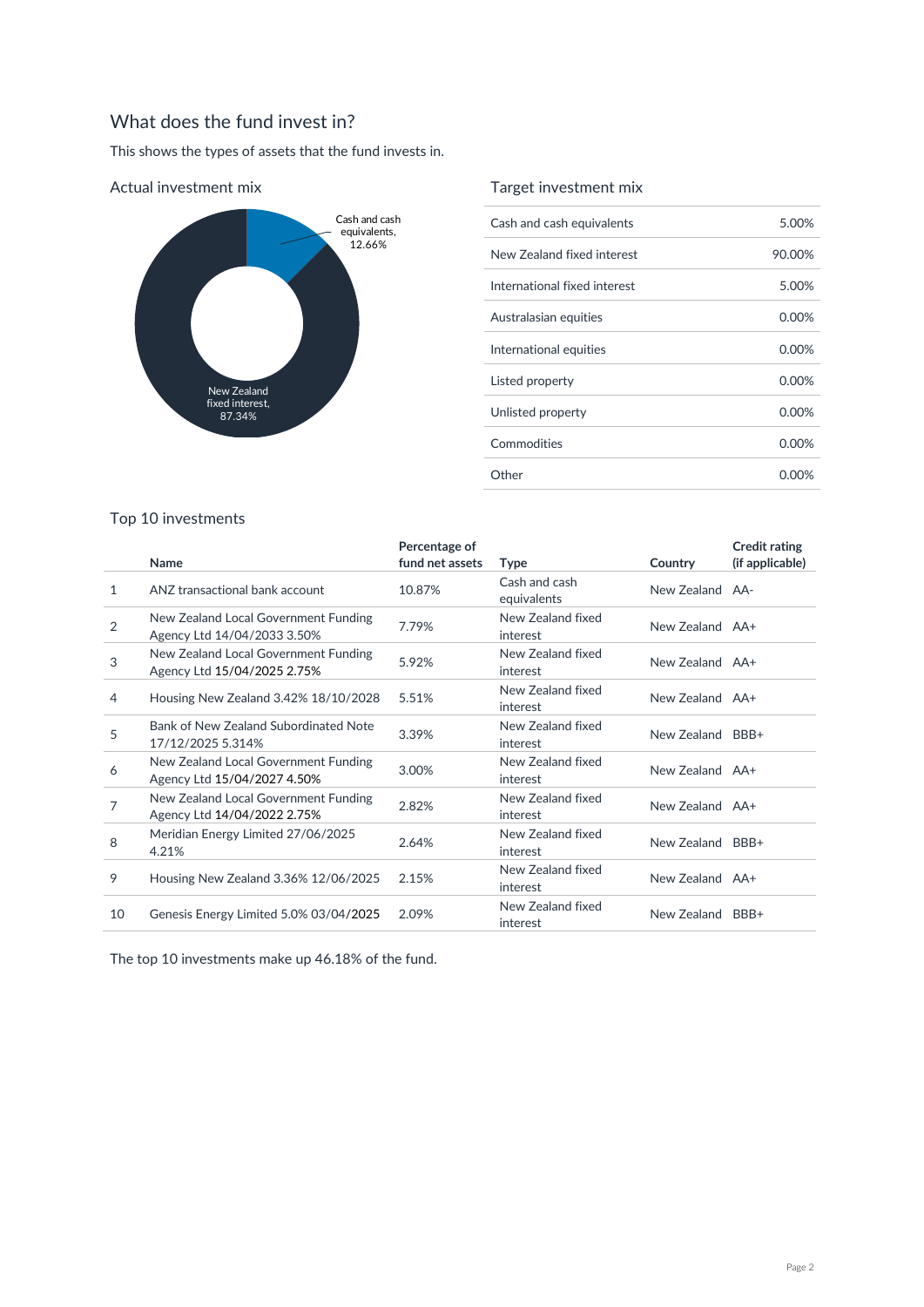## What does the fund invest in?

This shows the types of assets that the fund invests in.

### Actual investment mix

Cash and cash equivalents, 12.66%

New Zealand fixed interest, 87.34%

### Target investment mix

| | |
|---|---|
| Cash and cash equivalents | 5.00% |
| New Zealand fixed interest | 90.00% |
| International fixed interest | 5.00% |
| Australasian equities | 0.00% |
| International equities | 0.00% |
| Listed property | 0.00% |
| Unlisted property | 0.00% |
| Commodities | 0.00% |
| Other | 0.00% |

### Top 10 investments

| | Name | Percentage of fund net assets | Type | Country | Credit rating (if applicable) |
|---|---|---|---|---|---|
| 1 | ANZ transactional bank account | 10.87% | Cash and cash equivalents | New Zealand | AA- |
| 2 | New Zealand Local Government Funding Agency Ltd 14/04/2033 3.50% | 7.79% | New Zealand fixed interest | New Zealand | AA+ |
| 3 | New Zealand Local Government Funding Agency Ltd 15/04/2025 2.75% | 5.92% | New Zealand fixed interest | New Zealand | AA+ |
| 4 | Housing New Zealand 3.42% 18/10/2028 | 5.51% | New Zealand fixed interest | New Zealand | AA+ |
| 5 | Bank of New Zealand Subordinated Note 17/12/2025 5.314% | 3.39% | New Zealand fixed interest | New Zealand | BBB+ |
| 6 | New Zealand Local Government Funding Agency Ltd 15/04/2027 4.50% | 3.00% | New Zealand fixed interest | New Zealand | AA+ |
| 7 | New Zealand Local Government Funding Agency Ltd 14/04/2022 2.75% | 2.82% | New Zealand fixed interest | New Zealand | AA+ |
| 8 | Meridian Energy Limited 27/06/2025 4.21% | 2.64% | New Zealand fixed interest | New Zealand | BBB+ |
| 9 | Housing New Zealand 3.36% 12/06/2025 | 2.15% | New Zealand fixed interest | New Zealand | AA+ |
| 10 | Genesis Energy Limited 5.0% 03/04/2025 | 2.09% | New Zealand fixed interest | New Zealand | BBB+ |

The top 10 investments make up 46.18% of the fund.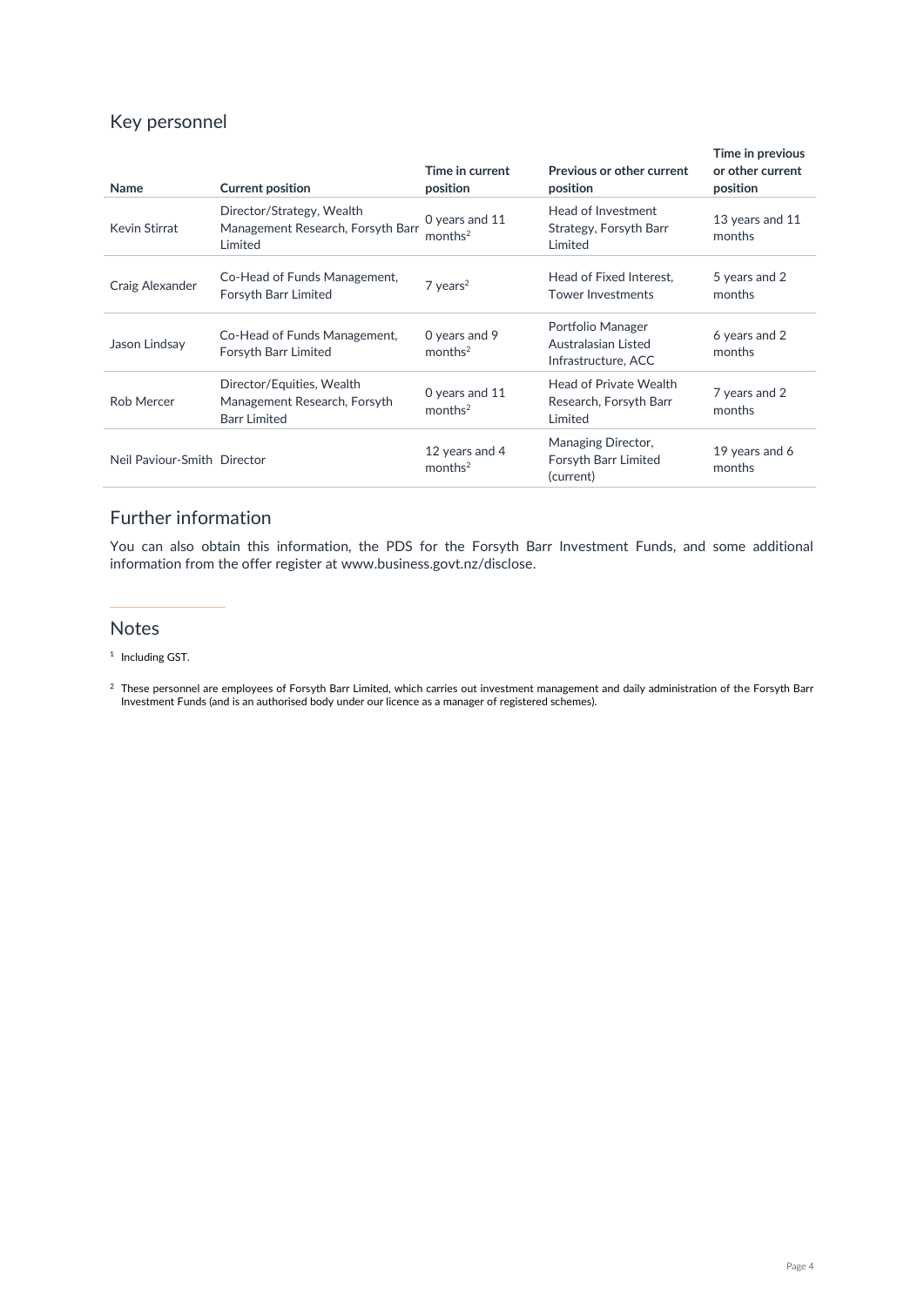## Key personnel

| Name | Current position | Time in current position | Previous or other current position | Time in previous or other current position |
|---|---|---|---|---|
| Kevin Stirrat | Director/Strategy, Wealth Management Research, Forsyth Barr Limited | 0 years and 11 months[2] | Head of Investment Strategy, Forsyth Barr Limited | 13 years and 11 months |
| Craig Alexander | Co-Head of Funds Management, Forsyth Barr Limited | 7 years[2] | Head of Fixed Interest, Tower Investments | 5 years and 2 months |
| Jason Lindsay | Co-Head of Funds Management, Forsyth Barr Limited | 0 years and 9 months[2] | Portfolio Manager Australasian Listed Infrastructure, ACC | 6 years and 2 months |
| Rob Mercer | Director/Equities, Wealth Management Research, Forsyth Barr Limited | 0 years and 11 months[2] | Head of Private Wealth Research, Forsyth Barr Limited | 7 years and 2 months |
| Neil Paviour-Smith | Director | 12 years and 4 months[2] | Managing Director, Forsyth Barr Limited (current) | 19 years and 6 months |

## Further information

You can also obtain this information, the PDS for the Forsyth Barr Investment Funds, and some additional information from the offer register at www.business.govt.nz/disclose.

## Notes

[1] Including GST.

[2] These personnel are employees of Forsyth Barr Limited, which carries out investment management and daily administration of the Forsyth Barr Investment Funds (and is an authorised body under our licence as a manager of registered schemes).